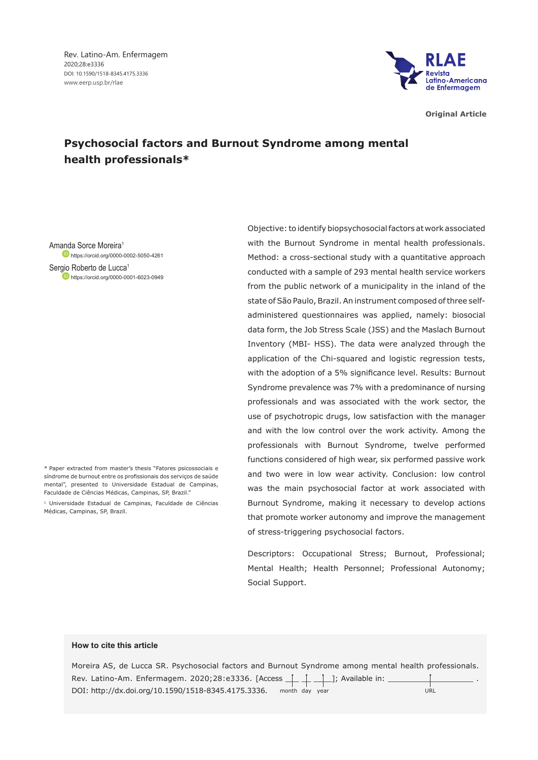Original Article

# Psychosocial factors and Burnout Syndrome among mental health professionals*

Amanda Sorce Moreira[1]
https://orcid.org/0000-0002-5050-4261

Sergio Roberto de Lucca[1]
https://orcid.org/0000-0001-6023-0949

Objective: to identify biopsychosocial factors at work associated with the Burnout Syndrome in mental health professionals. Method: a cross-sectional study with a quantitative approach conducted with a sample of 293 mental health service workers from the public network of a municipality in the inland of the state of São Paulo, Brazil. An instrument composed of three self-administered questionnaires was applied, namely: biosocial data form, the Job Stress Scale (JSS) and the Maslach Burnout Inventory (MBI- HSS). The data were analyzed through the application of the Chi-squared and logistic regression tests, with the adoption of a 5% significance level. Results: Burnout Syndrome prevalence was 7% with a predominance of nursing professionals and was associated with the work sector, the use of psychotropic drugs, low satisfaction with the manager and with the low control over the work activity. Among the professionals with Burnout Syndrome, twelve performed functions considered of high wear, six performed passive work and two were in low wear activity. Conclusion: low control was the main psychosocial factor at work associated with Burnout Syndrome, making it necessary to develop actions that promote worker autonomy and improve the management of stress-triggering psychosocial factors.

Descriptors: Occupational Stress; Burnout, Professional; Mental Health; Health Personnel; Professional Autonomy; Social Support.

\* Paper extracted from master's thesis "Fatores psicossociais e síndrome de burnout entre os profissionais dos serviços de saúde mental", presented to Universidade Estadual de Campinas, Faculdade de Ciências Médicas, Campinas, SP, Brazil."

[1] Universidade Estadual de Campinas, Faculdade de Ciências Médicas, Campinas, SP, Brazil.

**How to cite this article**

Moreira AS, de Lucca SR. Psychosocial factors and Burnout Syndrome among mental health professionals. Rev. Latino-Am. Enfermagem. 2020;28:e3336. [Access ___ ___ ___]; Available in: ______________ . DOI: http://dx.doi.org/10.1590/1518-8345.4175.3336.
month day year URL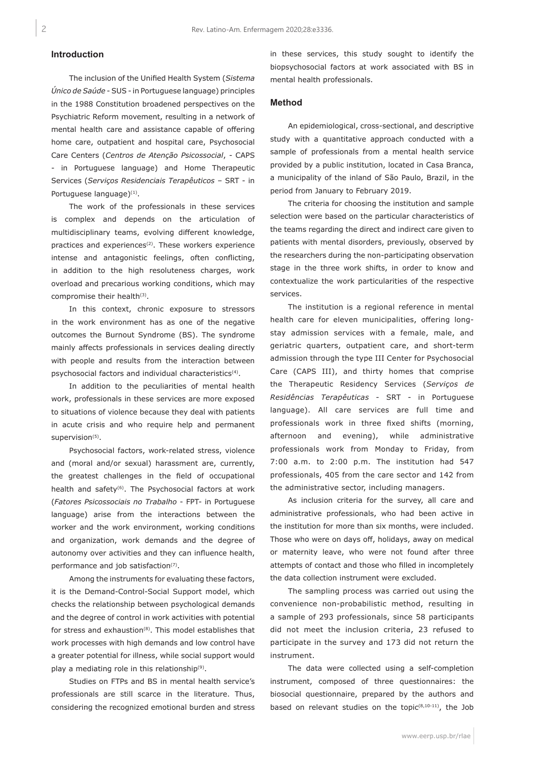## Introduction

The inclusion of the Unified Health System (*Sistema Único de Saúde* - SUS - in Portuguese language) principles in the 1988 Constitution broadened perspectives on the Psychiatric Reform movement, resulting in a network of mental health care and assistance capable of offering home care, outpatient and hospital care, Psychosocial Care Centers (*Centros de Atenção Psicossocial*, - CAPS - in Portuguese language) and Home Therapeutic Services (*Serviços Residenciais Terapêuticos* – SRT - in Portuguese language)[1].

The work of the professionals in these services is complex and depends on the articulation of multidisciplinary teams, evolving different knowledge, practices and experiences[2]. These workers experience intense and antagonistic feelings, often conflicting, in addition to the high resoluteness charges, work overload and precarious working conditions, which may compromise their health[3].

In this context, chronic exposure to stressors in the work environment has as one of the negative outcomes the Burnout Syndrome (BS). The syndrome mainly affects professionals in services dealing directly with people and results from the interaction between psychosocial factors and individual characteristics[4].

In addition to the peculiarities of mental health work, professionals in these services are more exposed to situations of violence because they deal with patients in acute crisis and who require help and permanent supervision[5].

Psychosocial factors, work-related stress, violence and (moral and/or sexual) harassment are, currently, the greatest challenges in the field of occupational health and safety[6]. The Psychosocial factors at work (*Fatores Psicossociais no Trabalho* - FPT- in Portuguese language) arise from the interactions between the worker and the work environment, working conditions and organization, work demands and the degree of autonomy over activities and they can influence health, performance and job satisfaction[7].

Among the instruments for evaluating these factors, it is the Demand-Control-Social Support model, which checks the relationship between psychological demands and the degree of control in work activities with potential for stress and exhaustion[8]. This model establishes that work processes with high demands and low control have a greater potential for illness, while social support would play a mediating role in this relationship[9].

Studies on FTPs and BS in mental health service's professionals are still scarce in the literature. Thus, considering the recognized emotional burden and stress in these services, this study sought to identify the biopsychosocial factors at work associated with BS in mental health professionals.

## Method

An epidemiological, cross-sectional, and descriptive study with a quantitative approach conducted with a sample of professionals from a mental health service provided by a public institution, located in Casa Branca, a municipality of the inland of São Paulo, Brazil, in the period from January to February 2019.

The criteria for choosing the institution and sample selection were based on the particular characteristics of the teams regarding the direct and indirect care given to patients with mental disorders, previously, observed by the researchers during the non-participating observation stage in the three work shifts, in order to know and contextualize the work particularities of the respective services.

The institution is a regional reference in mental health care for eleven municipalities, offering long-stay admission services with a female, male, and geriatric quarters, outpatient care, and short-term admission through the type III Center for Psychosocial Care (CAPS III), and thirty homes that comprise the Therapeutic Residency Services (*Serviços de Residências Terapêuticas* - SRT - in Portuguese language). All care services are full time and professionals work in three fixed shifts (morning, afternoon and evening), while administrative professionals work from Monday to Friday, from 7:00 a.m. to 2:00 p.m. The institution had 547 professionals, 405 from the care sector and 142 from the administrative sector, including managers.

As inclusion criteria for the survey, all care and administrative professionals, who had been active in the institution for more than six months, were included. Those who were on days off, holidays, away on medical or maternity leave, who were not found after three attempts of contact and those who filled in incompletely the data collection instrument were excluded.

The sampling process was carried out using the convenience non-probabilistic method, resulting in a sample of 293 professionals, since 58 participants did not meet the inclusion criteria, 23 refused to participate in the survey and 173 did not return the instrument.

The data were collected using a self-completion instrument, composed of three questionnaires: the biosocial questionnaire, prepared by the authors and based on relevant studies on the topic[8,10-11], the Job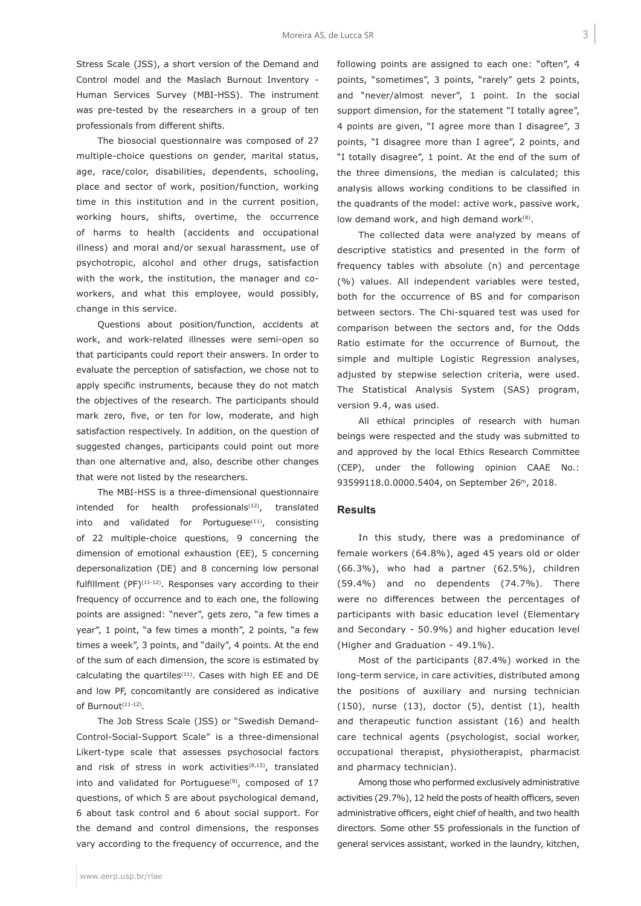Stress Scale (JSS), a short version of the Demand and Control model and the Maslach Burnout Inventory - Human Services Survey (MBI-HSS). The instrument was pre-tested by the researchers in a group of ten professionals from different shifts.

The biosocial questionnaire was composed of 27 multiple-choice questions on gender, marital status, age, race/color, disabilities, dependents, schooling, place and sector of work, position/function, working time in this institution and in the current position, working hours, shifts, overtime, the occurrence of harms to health (accidents and occupational illness) and moral and/or sexual harassment, use of psychotropic, alcohol and other drugs, satisfaction with the work, the institution, the manager and co-workers, and what this employee, would possibly, change in this service.

Questions about position/function, accidents at work, and work-related illnesses were semi-open so that participants could report their answers. In order to evaluate the perception of satisfaction, we chose not to apply specific instruments, because they do not match the objectives of the research. The participants should mark zero, five, or ten for low, moderate, and high satisfaction respectively. In addition, on the question of suggested changes, participants could point out more than one alternative and, also, describe other changes that were not listed by the researchers.

The MBI-HSS is a three-dimensional questionnaire intended for health professionals[12], translated into and validated for Portuguese[11], consisting of 22 multiple-choice questions, 9 concerning the dimension of emotional exhaustion (EE), 5 concerning depersonalization (DE) and 8 concerning low personal fulfillment (PF)[11-12]. Responses vary according to their frequency of occurrence and to each one, the following points are assigned: "never", gets zero, "a few times a year", 1 point, "a few times a month", 2 points, "a few times a week", 3 points, and "daily", 4 points. At the end of the sum of each dimension, the score is estimated by calculating the quartiles[11]. Cases with high EE and DE and low PF, concomitantly are considered as indicative of Burnout[11-12].

The Job Stress Scale (JSS) or "Swedish Demand-Control-Social-Support Scale" is a three-dimensional Likert-type scale that assesses psychosocial factors and risk of stress in work activities[8,13], translated into and validated for Portuguese[8], composed of 17 questions, of which 5 are about psychological demand, 6 about task control and 6 about social support. For the demand and control dimensions, the responses vary according to the frequency of occurrence, and the following points are assigned to each one: "often", 4 points, "sometimes", 3 points, "rarely" gets 2 points, and "never/almost never", 1 point. In the social support dimension, for the statement "I totally agree", 4 points are given, "I agree more than I disagree", 3 points, "I disagree more than I agree", 2 points, and "I totally disagree", 1 point. At the end of the sum of the three dimensions, the median is calculated; this analysis allows working conditions to be classified in the quadrants of the model: active work, passive work, low demand work, and high demand work[8].

The collected data were analyzed by means of descriptive statistics and presented in the form of frequency tables with absolute (n) and percentage (%) values. All independent variables were tested, both for the occurrence of BS and for comparison between sectors. The Chi-squared test was used for comparison between the sectors and, for the Odds Ratio estimate for the occurrence of Burnout, the simple and multiple Logistic Regression analyses, adjusted by stepwise selection criteria, were used. The Statistical Analysis System (SAS) program, version 9.4, was used.

All ethical principles of research with human beings were respected and the study was submitted to and approved by the local Ethics Research Committee (CEP), under the following opinion CAAE No.: 93599118.0.0000.5404, on September 26th, 2018.

## Results

In this study, there was a predominance of female workers (64.8%), aged 45 years old or older (66.3%), who had a partner (62.5%), children (59.4%) and no dependents (74.7%). There were no differences between the percentages of participants with basic education level (Elementary and Secondary - 50.9%) and higher education level (Higher and Graduation - 49.1%).

Most of the participants (87.4%) worked in the long-term service, in care activities, distributed among the positions of auxiliary and nursing technician (150), nurse (13), doctor (5), dentist (1), health and therapeutic function assistant (16) and health care technical agents (psychologist, social worker, occupational therapist, physiotherapist, pharmacist and pharmacy technician).

Among those who performed exclusively administrative activities (29.7%), 12 held the posts of health officers, seven administrative officers, eight chief of health, and two health directors. Some other 55 professionals in the function of general services assistant, worked in the laundry, kitchen,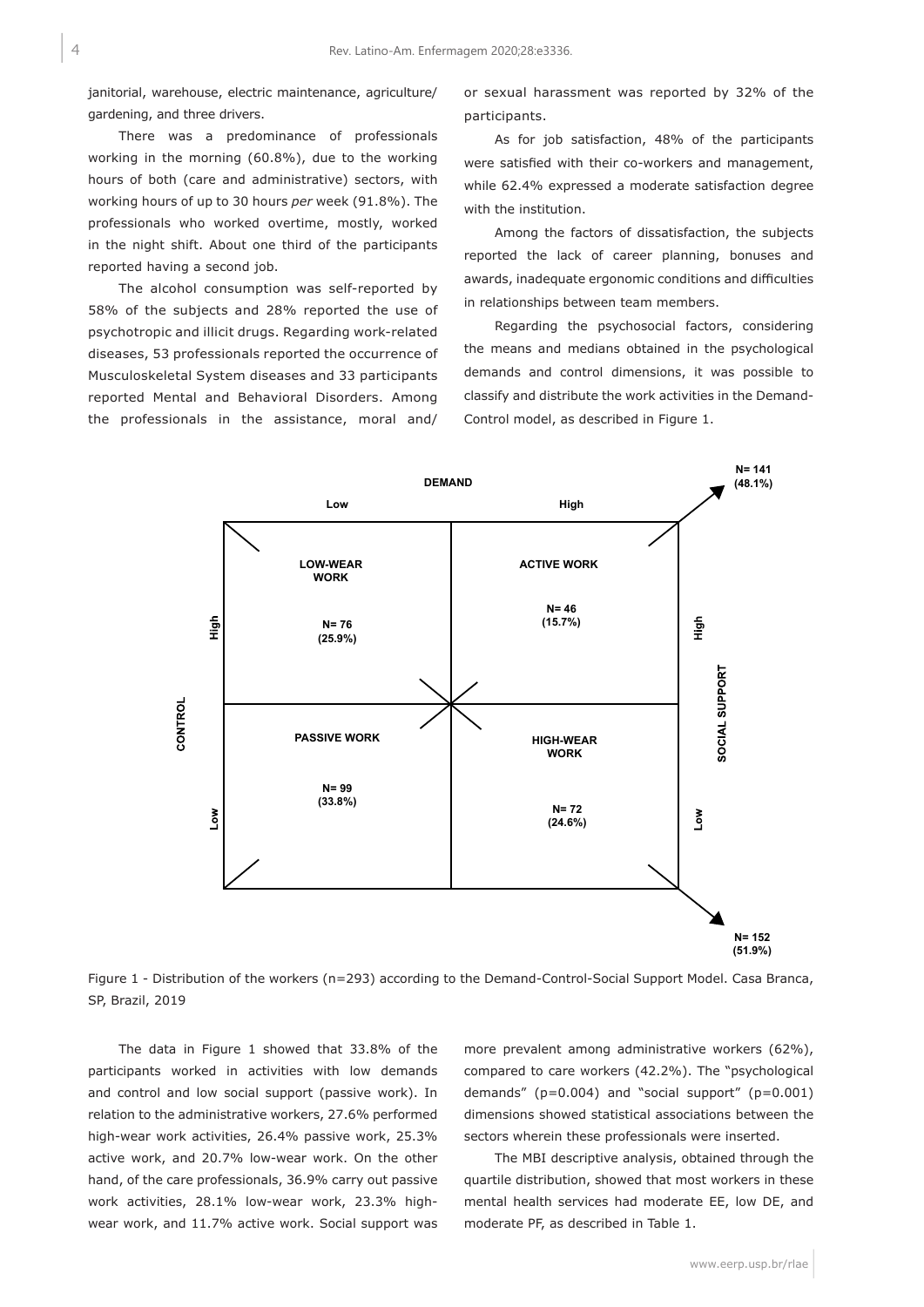janitorial, warehouse, electric maintenance, agriculture/gardening, and three drivers.

There was a predominance of professionals working in the morning (60.8%), due to the working hours of both (care and administrative) sectors, with working hours of up to 30 hours *per* week (91.8%). The professionals who worked overtime, mostly, worked in the night shift. About one third of the participants reported having a second job.

The alcohol consumption was self-reported by 58% of the subjects and 28% reported the use of psychotropic and illicit drugs. Regarding work-related diseases, 53 professionals reported the occurrence of Musculoskeletal System diseases and 33 participants reported Mental and Behavioral Disorders. Among the professionals in the assistance, moral and/or sexual harassment was reported by 32% of the participants.

As for job satisfaction, 48% of the participants were satisfied with their co-workers and management, while 62.4% expressed a moderate satisfaction degree with the institution.

Among the factors of dissatisfaction, the subjects reported the lack of career planning, bonuses and awards, inadequate ergonomic conditions and difficulties in relationships between team members.

Regarding the psychosocial factors, considering the means and medians obtained in the psychological demands and control dimensions, it was possible to classify and distribute the work activities in the Demand-Control model, as described in Figure 1.

Figure 1 - Distribution of the workers (n=293) according to the Demand-Control-Social Support Model. Casa Branca, SP, Brazil, 2019

The data in Figure 1 showed that 33.8% of the participants worked in activities with low demands and control and low social support (passive work). In relation to the administrative workers, 27.6% performed high-wear work activities, 26.4% passive work, 25.3% active work, and 20.7% low-wear work. On the other hand, of the care professionals, 36.9% carry out passive work activities, 28.1% low-wear work, 23.3% high-wear work, and 11.7% active work. Social support was more prevalent among administrative workers (62%), compared to care workers (42.2%). The "psychological demands" ($p=0.004$) and "social support" ($p=0.001$) dimensions showed statistical associations between the sectors wherein these professionals were inserted.

The MBI descriptive analysis, obtained through the quartile distribution, showed that most workers in these mental health services had moderate EE, low DE, and moderate PF, as described in Table 1.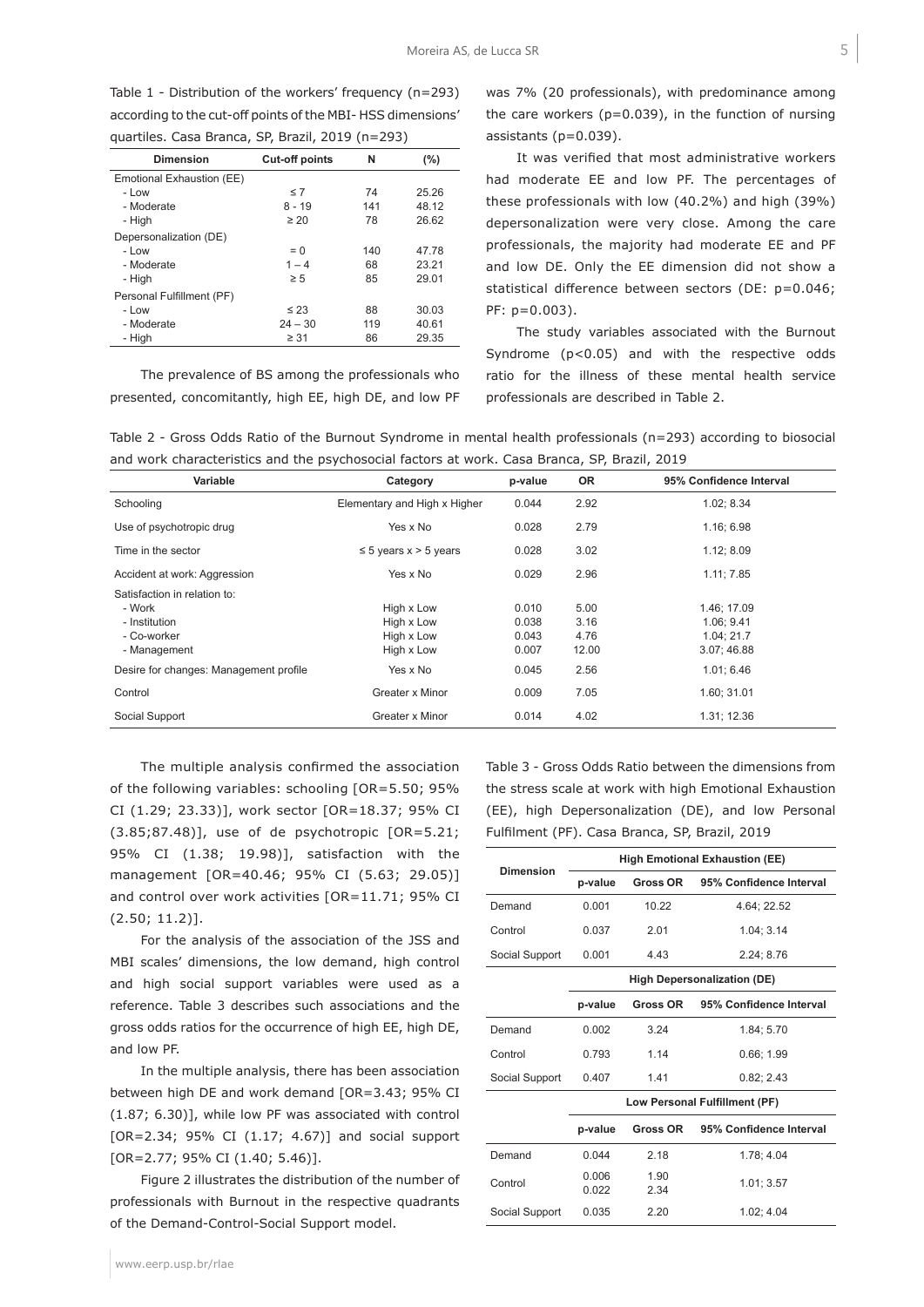Table 1 - Distribution of the workers' frequency (n=293) according to the cut-off points of the MBI- HSS dimensions' quartiles. Casa Branca, SP, Brazil, 2019 (n=293)

| Dimension | Cut-off points | N | (%) |
|---|---|---|---|
| Emotional Exhaustion (EE) | | | |
| - Low | ≤ 7 | 74 | 25.26 |
| - Moderate | 8 - 19 | 141 | 48.12 |
| - High | ≥ 20 | 78 | 26.62 |
| Depersonalization (DE) | | | |
| - Low | = 0 | 140 | 47.78 |
| - Moderate | 1 – 4 | 68 | 23.21 |
| - High | ≥ 5 | 85 | 29.01 |
| Personal Fulfillment (PF) | | | |
| - Low | ≤ 23 | 88 | 30.03 |
| - Moderate | 24 – 30 | 119 | 40.61 |
| - High | ≥ 31 | 86 | 29.35 |

The prevalence of BS among the professionals who presented, concomitantly, high EE, high DE, and low PF was 7% (20 professionals), with predominance among the care workers (p=0.039), in the function of nursing assistants (p=0.039).

It was verified that most administrative workers had moderate EE and low PF. The percentages of these professionals with low (40.2%) and high (39%) depersonalization were very close. Among the care professionals, the majority had moderate EE and PF and low DE. Only the EE dimension did not show a statistical difference between sectors (DE: p=0.046; PF: p=0.003).

The study variables associated with the Burnout Syndrome (p<0.05) and with the respective odds ratio for the illness of these mental health service professionals are described in Table 2.

Table 2 - Gross Odds Ratio of the Burnout Syndrome in mental health professionals (n=293) according to biosocial and work characteristics and the psychosocial factors at work. Casa Branca, SP, Brazil, 2019

| Variable | Category | p-value | OR | 95% Confidence Interval |
|---|---|---|---|---|
| Schooling | Elementary and High x Higher | 0.044 | 2.92 | 1.02; 8.34 |
| Use of psychotropic drug | Yes x No | 0.028 | 2.79 | 1.16; 6.98 |
| Time in the sector | ≤ 5 years x > 5 years | 0.028 | 3.02 | 1.12; 8.09 |
| Accident at work: Aggression | Yes x No | 0.029 | 2.96 | 1.11; 7.85 |
| Satisfaction in relation to: | | | | |
| - Work | High x Low | 0.010 | 5.00 | 1.46; 17.09 |
| - Institution | High x Low | 0.038 | 3.16 | 1.06; 9.41 |
| - Co-worker | High x Low | 0.043 | 4.76 | 1.04; 21.7 |
| - Management | High x Low | 0.007 | 12.00 | 3.07; 46.88 |
| Desire for changes: Management profile | Yes x No | 0.045 | 2.56 | 1.01; 6.46 |
| Control | Greater x Minor | 0.009 | 7.05 | 1.60; 31.01 |
| Social Support | Greater x Minor | 0.014 | 4.02 | 1.31; 12.36 |

The multiple analysis confirmed the association of the following variables: schooling [OR=5.50; 95% CI (1.29; 23.33)], work sector [OR=18.37; 95% CI (3.85;87.48)], use of de psychotropic [OR=5.21; 95% CI (1.38; 19.98)], satisfaction with the management [OR=40.46; 95% CI (5.63; 29.05)] and control over work activities [OR=11.71; 95% CI (2.50; 11.2)].

For the analysis of the association of the JSS and MBI scales' dimensions, the low demand, high control and high social support variables were used as a reference. Table 3 describes such associations and the gross odds ratios for the occurrence of high EE, high DE, and low PF.

In the multiple analysis, there has been association between high DE and work demand [OR=3.43; 95% CI (1.87; 6.30)], while low PF was associated with control [OR=2.34; 95% CI (1.17; 4.67)] and social support [OR=2.77; 95% CI (1.40; 5.46)].

Figure 2 illustrates the distribution of the number of professionals with Burnout in the respective quadrants of the Demand-Control-Social Support model.

Table 3 - Gross Odds Ratio between the dimensions from the stress scale at work with high Emotional Exhaustion (EE), high Depersonalization (DE), and low Personal Fulfilment (PF). Casa Branca, SP, Brazil, 2019

| Dimension | High Emotional Exhaustion (EE) | | |
|---|---|---|---|
| | p-value | Gross OR | 95% Confidence Interval |
| Demand | 0.001 | 10.22 | 4.64; 22.52 |
| Control | 0.037 | 2.01 | 1.04; 3.14 |
| Social Support | 0.001 | 4.43 | 2.24; 8.76 |
| | **High Depersonalization (DE)** | | |
| | p-value | Gross OR | 95% Confidence Interval |
| Demand | 0.002 | 3.24 | 1.84; 5.70 |
| Control | 0.793 | 1.14 | 0.66; 1.99 |
| Social Support | 0.407 | 1.41 | 0.82; 2.43 |
| | **Low Personal Fulfillment (PF)** | | |
| | p-value | Gross OR | 95% Confidence Interval |
| Demand | 0.044 | 2.18 | 1.78; 4.04 |
| Control | 0.006 0.022 | 1.90 2.34 | 1.01; 3.57 |
| Social Support | 0.035 | 2.20 | 1.02; 4.04 |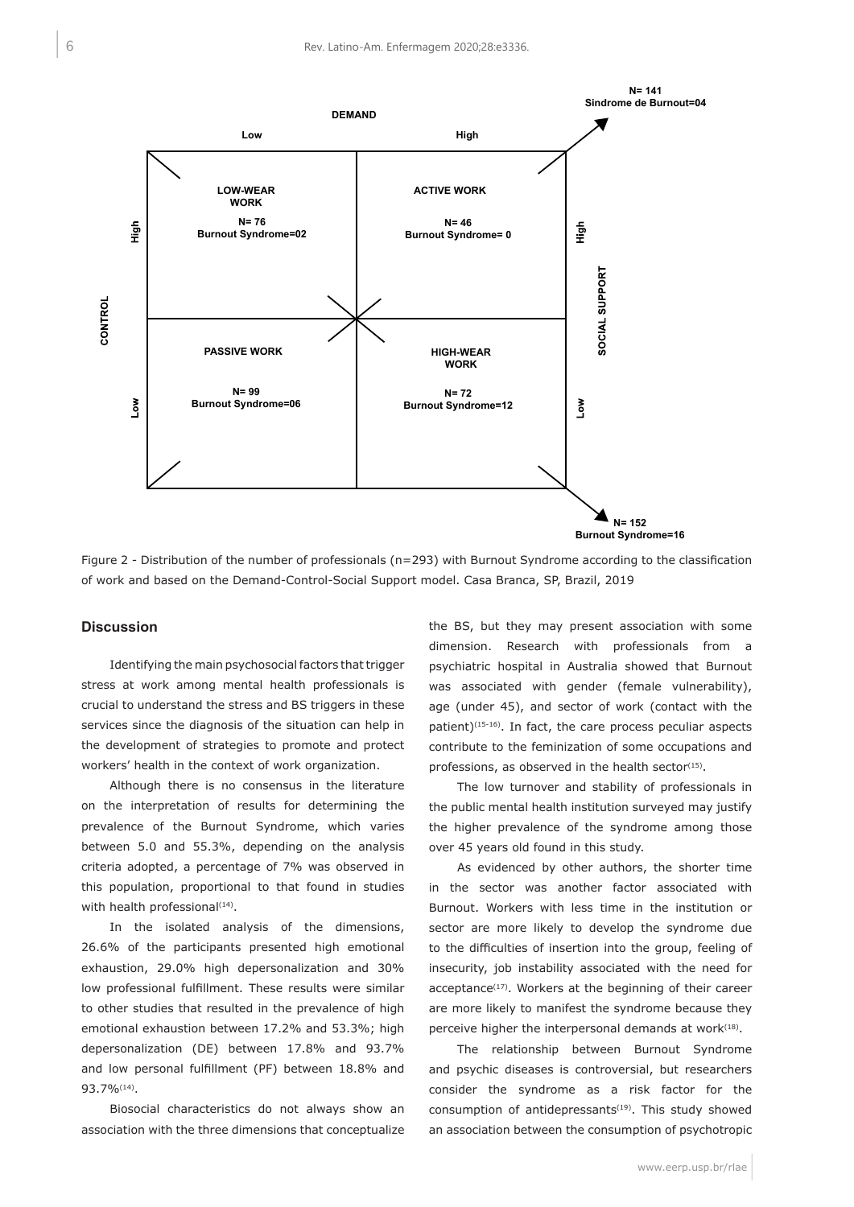| CONTROL | DEMAND: Low | DEMAND: High | SOCIAL SUPPORT |
| --- | --- | --- | --- |
| High | **LOW-WEAR WORK** N= 76 Burnout Syndrome=02 | **ACTIVE WORK** N= 46 Burnout Syndrome= 0 | High (N= 141, Sindrome de Burnout=04) |
| Low | **PASSIVE WORK** N= 99 Burnout Syndrome=06 | **HIGH-WEAR WORK** N= 72 Burnout Syndrome=12 | Low (N= 152, Burnout Syndrome=16) |

Figure 2 - Distribution of the number of professionals (n=293) with Burnout Syndrome according to the classification of work and based on the Demand-Control-Social Support model. Casa Branca, SP, Brazil, 2019

## Discussion

Identifying the main psychosocial factors that trigger stress at work among mental health professionals is crucial to understand the stress and BS triggers in these services since the diagnosis of the situation can help in the development of strategies to promote and protect workers' health in the context of work organization.

Although there is no consensus in the literature on the interpretation of results for determining the prevalence of the Burnout Syndrome, which varies between 5.0 and 55.3%, depending on the analysis criteria adopted, a percentage of 7% was observed in this population, proportional to that found in studies with health professional[14].

In the isolated analysis of the dimensions, 26.6% of the participants presented high emotional exhaustion, 29.0% high depersonalization and 30% low professional fulfillment. These results were similar to other studies that resulted in the prevalence of high emotional exhaustion between 17.2% and 53.3%; high depersonalization (DE) between 17.8% and 93.7% and low personal fulfillment (PF) between 18.8% and 93.7%[14].

Biosocial characteristics do not always show an association with the three dimensions that conceptualize the BS, but they may present association with some dimension. Research with professionals from a psychiatric hospital in Australia showed that Burnout was associated with gender (female vulnerability), age (under 45), and sector of work (contact with the patient)[15-16]. In fact, the care process peculiar aspects contribute to the feminization of some occupations and professions, as observed in the health sector[15].

The low turnover and stability of professionals in the public mental health institution surveyed may justify the higher prevalence of the syndrome among those over 45 years old found in this study.

As evidenced by other authors, the shorter time in the sector was another factor associated with Burnout. Workers with less time in the institution or sector are more likely to develop the syndrome due to the difficulties of insertion into the group, feeling of insecurity, job instability associated with the need for acceptance[17]. Workers at the beginning of their career are more likely to manifest the syndrome because they perceive higher the interpersonal demands at work[18].

The relationship between Burnout Syndrome and psychic diseases is controversial, but researchers consider the syndrome as a risk factor for the consumption of antidepressants[19]. This study showed an association between the consumption of psychotropic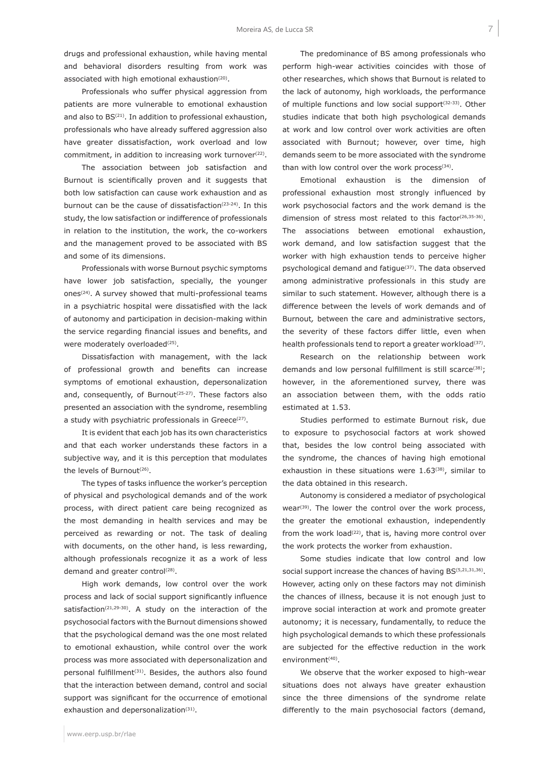drugs and professional exhaustion, while having mental and behavioral disorders resulting from work was associated with high emotional exhaustion[20].

Professionals who suffer physical aggression from patients are more vulnerable to emotional exhaustion and also to BS[21]. In addition to professional exhaustion, professionals who have already suffered aggression also have greater dissatisfaction, work overload and low commitment, in addition to increasing work turnover[22].

The association between job satisfaction and Burnout is scientifically proven and it suggests that both low satisfaction can cause work exhaustion and as burnout can be the cause of dissatisfaction[23-24]. In this study, the low satisfaction or indifference of professionals in relation to the institution, the work, the co-workers and the management proved to be associated with BS and some of its dimensions.

Professionals with worse Burnout psychic symptoms have lower job satisfaction, specially, the younger ones[24]. A survey showed that multi-professional teams in a psychiatric hospital were dissatisfied with the lack of autonomy and participation in decision-making within the service regarding financial issues and benefits, and were moderately overloaded[25].

Dissatisfaction with management, with the lack of professional growth and benefits can increase symptoms of emotional exhaustion, depersonalization and, consequently, of Burnout[25-27]. These factors also presented an association with the syndrome, resembling a study with psychiatric professionals in Greece[27].

It is evident that each job has its own characteristics and that each worker understands these factors in a subjective way, and it is this perception that modulates the levels of Burnout[26].

The types of tasks influence the worker's perception of physical and psychological demands and of the work process, with direct patient care being recognized as the most demanding in health services and may be perceived as rewarding or not. The task of dealing with documents, on the other hand, is less rewarding, although professionals recognize it as a work of less demand and greater control[28].

High work demands, low control over the work process and lack of social support significantly influence satisfaction[21,29-30]. A study on the interaction of the psychosocial factors with the Burnout dimensions showed that the psychological demand was the one most related to emotional exhaustion, while control over the work process was more associated with depersonalization and personal fulfillment[31]. Besides, the authors also found that the interaction between demand, control and social support was significant for the occurrence of emotional exhaustion and depersonalization[31].

The predominance of BS among professionals who perform high-wear activities coincides with those of other researches, which shows that Burnout is related to the lack of autonomy, high workloads, the performance of multiple functions and low social support[32-33]. Other studies indicate that both high psychological demands at work and low control over work activities are often associated with Burnout; however, over time, high demands seem to be more associated with the syndrome than with low control over the work process[34].

Emotional exhaustion is the dimension of professional exhaustion most strongly influenced by work psychosocial factors and the work demand is the dimension of stress most related to this factor[26,35-36]. The associations between emotional exhaustion, work demand, and low satisfaction suggest that the worker with high exhaustion tends to perceive higher psychological demand and fatigue[37]. The data observed among administrative professionals in this study are similar to such statement. However, although there is a difference between the levels of work demands and of Burnout*,* between the care and administrative sectors, the severity of these factors differ little, even when health professionals tend to report a greater workload[37].

Research on the relationship between work demands and low personal fulfillment is still scarce[38]; however, in the aforementioned survey, there was an association between them, with the odds ratio estimated at 1.53.

Studies performed to estimate Burnout risk, due to exposure to psychosocial factors at work showed that, besides the low control being associated with the syndrome, the chances of having high emotional exhaustion in these situations were 1.63[38], similar to the data obtained in this research.

Autonomy is considered a mediator of psychological wear[39]. The lower the control over the work process, the greater the emotional exhaustion, independently from the work load[22], that is, having more control over the work protects the worker from exhaustion.

Some studies indicate that low control and low social support increase the chances of having BS[5,21,31,36]. However, acting only on these factors may not diminish the chances of illness, because it is not enough just to improve social interaction at work and promote greater autonomy; it is necessary, fundamentally, to reduce the high psychological demands to which these professionals are subjected for the effective reduction in the work environment[40].

We observe that the worker exposed to high-wear situations does not always have greater exhaustion since the three dimensions of the syndrome relate differently to the main psychosocial factors (demand,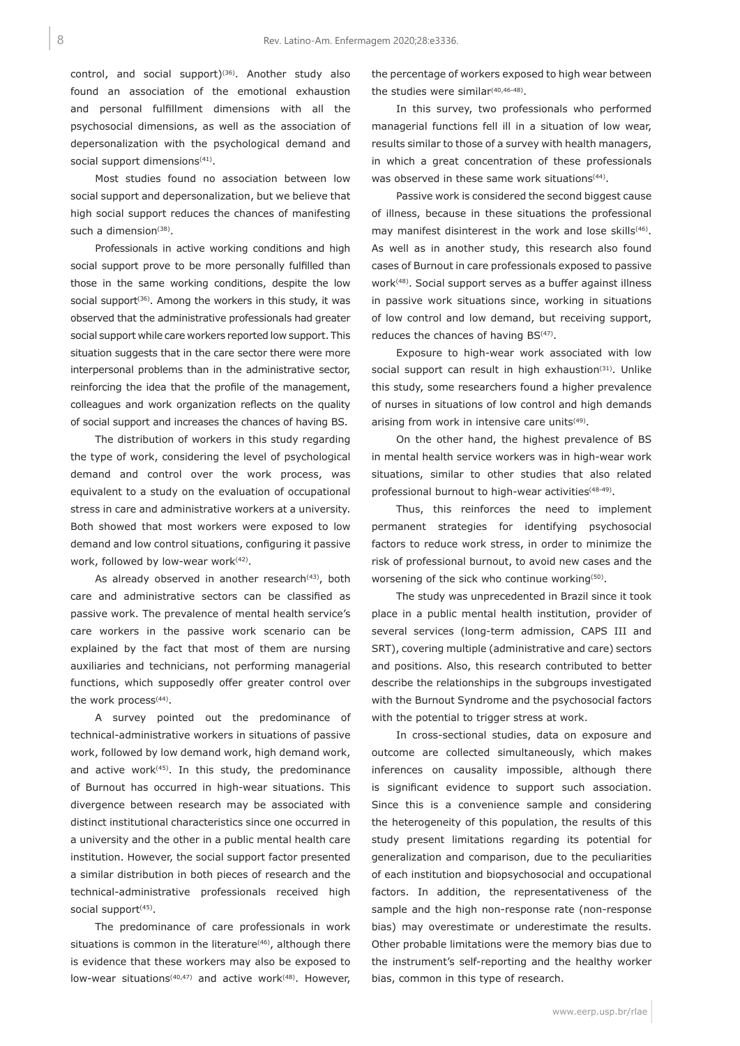control, and social support)[36]. Another study also found an association of the emotional exhaustion and personal fulfillment dimensions with all the psychosocial dimensions, as well as the association of depersonalization with the psychological demand and social support dimensions[41].

Most studies found no association between low social support and depersonalization, but we believe that high social support reduces the chances of manifesting such a dimension[38].

Professionals in active working conditions and high social support prove to be more personally fulfilled than those in the same working conditions, despite the low social support[36]. Among the workers in this study, it was observed that the administrative professionals had greater social support while care workers reported low support. This situation suggests that in the care sector there were more interpersonal problems than in the administrative sector, reinforcing the idea that the profile of the management, colleagues and work organization reflects on the quality of social support and increases the chances of having BS.

The distribution of workers in this study regarding the type of work, considering the level of psychological demand and control over the work process, was equivalent to a study on the evaluation of occupational stress in care and administrative workers at a university. Both showed that most workers were exposed to low demand and low control situations, configuring it passive work, followed by low-wear work[42].

As already observed in another research[43], both care and administrative sectors can be classified as passive work. The prevalence of mental health service's care workers in the passive work scenario can be explained by the fact that most of them are nursing auxiliaries and technicians, not performing managerial functions, which supposedly offer greater control over the work process[44].

A survey pointed out the predominance of technical-administrative workers in situations of passive work, followed by low demand work, high demand work, and active work[45]. In this study, the predominance of Burnout has occurred in high-wear situations. This divergence between research may be associated with distinct institutional characteristics since one occurred in a university and the other in a public mental health care institution. However, the social support factor presented a similar distribution in both pieces of research and the technical-administrative professionals received high social support[45].

The predominance of care professionals in work situations is common in the literature[46], although there is evidence that these workers may also be exposed to low-wear situations[40,47] and active work[48]. However, the percentage of workers exposed to high wear between the studies were similar[40,46-48].

In this survey, two professionals who performed managerial functions fell ill in a situation of low wear, results similar to those of a survey with health managers, in which a great concentration of these professionals was observed in these same work situations[44].

Passive work is considered the second biggest cause of illness, because in these situations the professional may manifest disinterest in the work and lose skills[46]. As well as in another study, this research also found cases of Burnout in care professionals exposed to passive work[48]. Social support serves as a buffer against illness in passive work situations since, working in situations of low control and low demand, but receiving support, reduces the chances of having BS[47].

Exposure to high-wear work associated with low social support can result in high exhaustion[31]. Unlike this study, some researchers found a higher prevalence of nurses in situations of low control and high demands arising from work in intensive care units[49].

On the other hand, the highest prevalence of BS in mental health service workers was in high-wear work situations, similar to other studies that also related professional burnout to high-wear activities[48-49].

Thus, this reinforces the need to implement permanent strategies for identifying psychosocial factors to reduce work stress, in order to minimize the risk of professional burnout, to avoid new cases and the worsening of the sick who continue working[50].

The study was unprecedented in Brazil since it took place in a public mental health institution, provider of several services (long-term admission, CAPS III and SRT), covering multiple (administrative and care) sectors and positions. Also, this research contributed to better describe the relationships in the subgroups investigated with the Burnout Syndrome and the psychosocial factors with the potential to trigger stress at work.

In cross-sectional studies, data on exposure and outcome are collected simultaneously, which makes inferences on causality impossible, although there is significant evidence to support such association. Since this is a convenience sample and considering the heterogeneity of this population, the results of this study present limitations regarding its potential for generalization and comparison, due to the peculiarities of each institution and biopsychosocial and occupational factors. In addition, the representativeness of the sample and the high non-response rate (non-response bias) may overestimate or underestimate the results. Other probable limitations were the memory bias due to the instrument's self-reporting and the healthy worker bias, common in this type of research.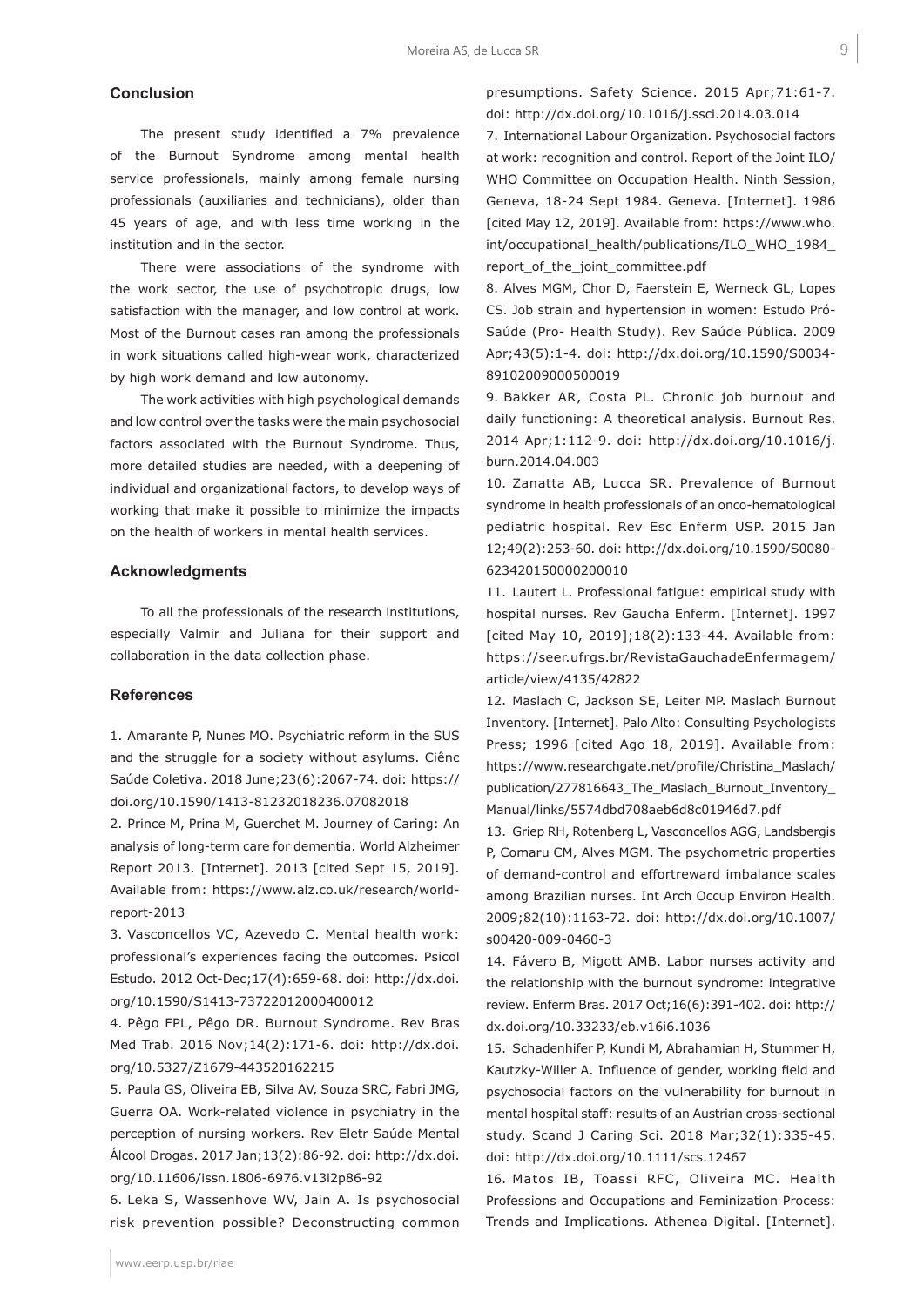## Conclusion

The present study identified a 7% prevalence of the Burnout Syndrome among mental health service professionals, mainly among female nursing professionals (auxiliaries and technicians), older than 45 years of age, and with less time working in the institution and in the sector.

There were associations of the syndrome with the work sector, the use of psychotropic drugs, low satisfaction with the manager, and low control at work. Most of the Burnout cases ran among the professionals in work situations called high-wear work, characterized by high work demand and low autonomy.

The work activities with high psychological demands and low control over the tasks were the main psychosocial factors associated with the Burnout Syndrome. Thus, more detailed studies are needed, with a deepening of individual and organizational factors, to develop ways of working that make it possible to minimize the impacts on the health of workers in mental health services.

## Acknowledgments

To all the professionals of the research institutions, especially Valmir and Juliana for their support and collaboration in the data collection phase.

## References

1. Amarante P, Nunes MO. Psychiatric reform in the SUS and the struggle for a society without asylums. Ciênc Saúde Coletiva. 2018 June;23(6):2067-74. doi: https://doi.org/10.1590/1413-81232018236.07082018

2. Prince M, Prina M, Guerchet M. Journey of Caring: An analysis of long-term care for dementia. World Alzheimer Report 2013. [Internet]. 2013 [cited Sept 15, 2019]. Available from: https://www.alz.co.uk/research/world-report-2013

3. Vasconcellos VC, Azevedo C. Mental health work: professional's experiences facing the outcomes. Psicol Estudo. 2012 Oct-Dec;17(4):659-68. doi: http://dx.doi.org/10.1590/S1413-73722012000400012

4. Pêgo FPL, Pêgo DR. Burnout Syndrome. Rev Bras Med Trab. 2016 Nov;14(2):171-6. doi: http://dx.doi.org/10.5327/Z1679-443520162215

5. Paula GS, Oliveira EB, Silva AV, Souza SRC, Fabri JMG, Guerra OA. Work-related violence in psychiatry in the perception of nursing workers. Rev Eletr Saúde Mental Álcool Drogas. 2017 Jan;13(2):86-92. doi: http://dx.doi.org/10.11606/issn.1806-6976.v13i2p86-92

6. Leka S, Wassenhove WV, Jain A. Is psychosocial risk prevention possible? Deconstructing common presumptions. Safety Science. 2015 Apr;71:61-7. doi: http://dx.doi.org/10.1016/j.ssci.2014.03.014

7. International Labour Organization. Psychosocial factors at work: recognition and control. Report of the Joint ILO/WHO Committee on Occupation Health. Ninth Session, Geneva, 18-24 Sept 1984. Geneva. [Internet]. 1986 [cited May 12, 2019]. Available from: https://www.who.int/occupational_health/publications/ILO_WHO_1984_report_of_the_joint_committee.pdf

8. Alves MGM, Chor D, Faerstein E, Werneck GL, Lopes CS. Job strain and hypertension in women: Estudo Pró-Saúde (Pro- Health Study). Rev Saúde Pública. 2009 Apr;43(5):1-4. doi: http://dx.doi.org/10.1590/S0034-89102009000500019

9. Bakker AR, Costa PL. Chronic job burnout and daily functioning: A theoretical analysis. Burnout Res. 2014 Apr;1:112-9. doi: http://dx.doi.org/10.1016/j.burn.2014.04.003

10. Zanatta AB, Lucca SR. Prevalence of Burnout syndrome in health professionals of an onco-hematological pediatric hospital. Rev Esc Enferm USP. 2015 Jan 12;49(2):253-60. doi: http://dx.doi.org/10.1590/S0080-623420150000200010

11. Lautert L. Professional fatigue: empirical study with hospital nurses. Rev Gaucha Enferm. [Internet]. 1997 [cited May 10, 2019];18(2):133-44. Available from: https://seer.ufrgs.br/RevistaGauchadeEnfermagem/article/view/4135/42822

12. Maslach C, Jackson SE, Leiter MP. Maslach Burnout Inventory. [Internet]. Palo Alto: Consulting Psychologists Press; 1996 [cited Ago 18, 2019]. Available from: https://www.researchgate.net/profile/Christina_Maslach/publication/277816643_The_Maslach_Burnout_Inventory_Manual/links/5574dbd708aeb6d8c01946d7.pdf

13. Griep RH, Rotenberg L, Vasconcellos AGG, Landsbergis P, Comaru CM, Alves MGM. The psychometric properties of demand-control and effortreward imbalance scales among Brazilian nurses. Int Arch Occup Environ Health. 2009;82(10):1163-72. doi: http://dx.doi.org/10.1007/s00420-009-0460-3

14. Fávero B, Migott AMB. Labor nurses activity and the relationship with the burnout syndrome: integrative review. Enferm Bras. 2017 Oct;16(6):391-402. doi: http://dx.doi.org/10.33233/eb.v16i6.1036

15. Schadenhifer P, Kundi M, Abrahamian H, Stummer H, Kautzky-Willer A. Influence of gender, working field and psychosocial factors on the vulnerability for burnout in mental hospital staff: results of an Austrian cross-sectional study. Scand J Caring Sci. 2018 Mar;32(1):335-45. doi: http://dx.doi.org/10.1111/scs.12467

16. Matos IB, Toassi RFC, Oliveira MC. Health Professions and Occupations and Feminization Process: Trends and Implications. Athenea Digital. [Internet].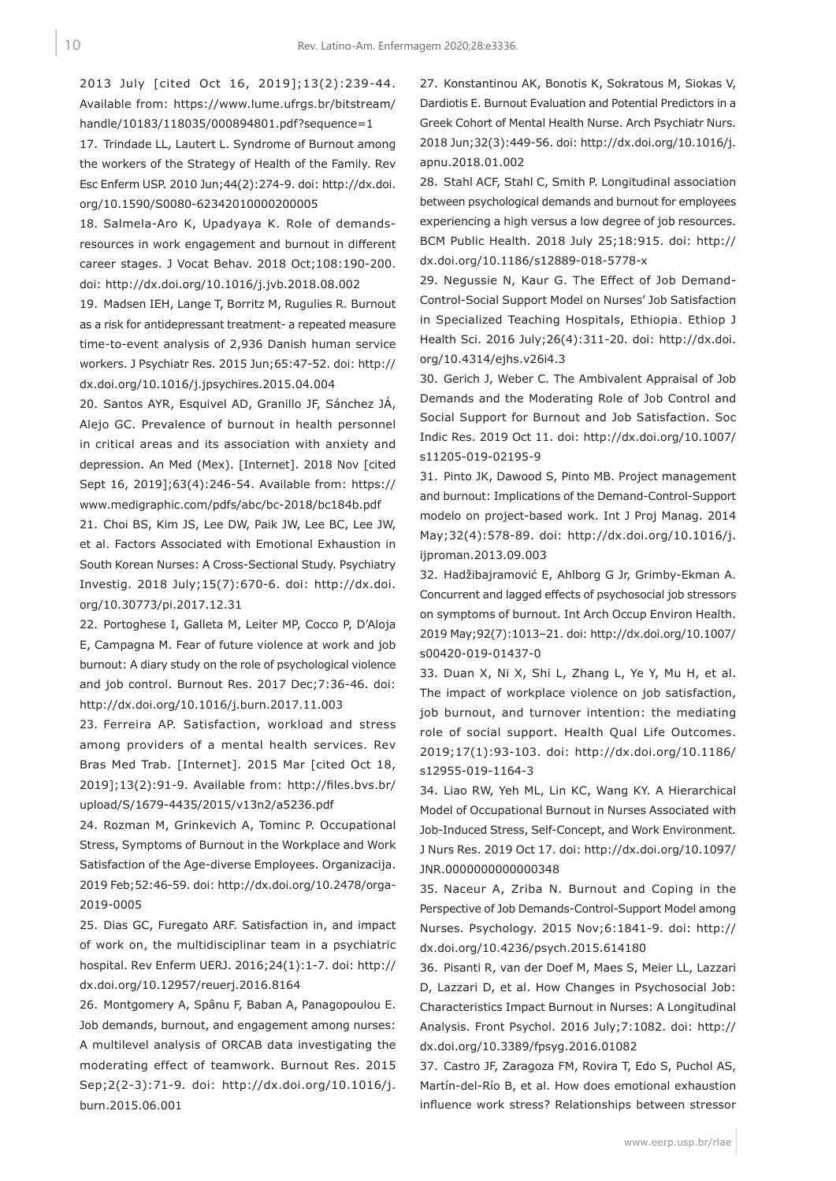2013 July [cited Oct 16, 2019];13(2):239-44. Available from: https://www.lume.ufrgs.br/bitstream/handle/10183/118035/000894801.pdf?sequence=1

17. Trindade LL, Lautert L. Syndrome of Burnout among the workers of the Strategy of Health of the Family. Rev Esc Enferm USP. 2010 Jun;44(2):274-9. doi: http://dx.doi.org/10.1590/S0080-62342010000200005

18. Salmela-Aro K, Upadyaya K. Role of demands-resources in work engagement and burnout in different career stages. J Vocat Behav. 2018 Oct;108:190-200. doi: http://dx.doi.org/10.1016/j.jvb.2018.08.002

19. Madsen IEH, Lange T, Borritz M, Rugulies R. Burnout as a risk for antidepressant treatment- a repeated measure time-to-event analysis of 2,936 Danish human service workers. J Psychiatr Res. 2015 Jun;65:47-52. doi: http://dx.doi.org/10.1016/j.jpsychires.2015.04.004

20. Santos AYR, Esquivel AD, Granillo JF, Sánchez JÁ, Alejo GC. Prevalence of burnout in health personnel in critical areas and its association with anxiety and depression. An Med (Mex). [Internet]. 2018 Nov [cited Sept 16, 2019];63(4):246-54. Available from: https://www.medigraphic.com/pdfs/abc/bc-2018/bc184b.pdf

21. Choi BS, Kim JS, Lee DW, Paik JW, Lee BC, Lee JW, et al. Factors Associated with Emotional Exhaustion in South Korean Nurses: A Cross-Sectional Study. Psychiatry Investig. 2018 July;15(7):670-6. doi: http://dx.doi.org/10.30773/pi.2017.12.31

22. Portoghese I, Galleta M, Leiter MP, Cocco P, D'Aloja E, Campagna M. Fear of future violence at work and job burnout: A diary study on the role of psychological violence and job control. Burnout Res. 2017 Dec;7:36-46. doi: http://dx.doi.org/10.1016/j.burn.2017.11.003

23. Ferreira AP. Satisfaction, workload and stress among providers of a mental health services. Rev Bras Med Trab. [Internet]. 2015 Mar [cited Oct 18, 2019];13(2):91-9. Available from: http://files.bvs.br/upload/S/1679-4435/2015/v13n2/a5236.pdf

24. Rozman M, Grinkevich A, Tominc P. Occupational Stress, Symptoms of Burnout in the Workplace and Work Satisfaction of the Age-diverse Employees. Organizacija. 2019 Feb;52:46-59. doi: http://dx.doi.org/10.2478/orga-2019-0005

25. Dias GC, Furegato ARF. Satisfaction in, and impact of work on, the multidisciplinar team in a psychiatric hospital. Rev Enferm UERJ. 2016;24(1):1-7. doi: http://dx.doi.org/10.12957/reuerj.2016.8164

26. Montgomery A, Spânu F, Baban A, Panagopoulou E. Job demands, burnout, and engagement among nurses: A multilevel analysis of ORCAB data investigating the moderating effect of teamwork. Burnout Res. 2015 Sep;2(2-3):71-9. doi: http://dx.doi.org/10.1016/j.burn.2015.06.001

27. Konstantinou AK, Bonotis K, Sokratous M, Siokas V, Dardiotis E. Burnout Evaluation and Potential Predictors in a Greek Cohort of Mental Health Nurse. Arch Psychiatr Nurs. 2018 Jun;32(3):449-56. doi: http://dx.doi.org/10.1016/j.apnu.2018.01.002

28. Stahl ACF, Stahl C, Smith P. Longitudinal association between psychological demands and burnout for employees experiencing a high versus a low degree of job resources. BCM Public Health. 2018 July 25;18:915. doi: http://dx.doi.org/10.1186/s12889-018-5778-x

29. Negussie N, Kaur G. The Effect of Job Demand-Control-Social Support Model on Nurses' Job Satisfaction in Specialized Teaching Hospitals, Ethiopia. Ethiop J Health Sci. 2016 July;26(4):311-20. doi: http://dx.doi.org/10.4314/ejhs.v26i4.3

30. Gerich J, Weber C. The Ambivalent Appraisal of Job Demands and the Moderating Role of Job Control and Social Support for Burnout and Job Satisfaction. Soc Indic Res. 2019 Oct 11. doi: http://dx.doi.org/10.1007/s11205-019-02195-9

31. Pinto JK, Dawood S, Pinto MB. Project management and burnout: Implications of the Demand-Control-Support modelo on project-based work. Int J Proj Manag. 2014 May;32(4):578-89. doi: http://dx.doi.org/10.1016/j.ijproman.2013.09.003

32. Hadžibajramović E, Ahlborg G Jr, Grimby-Ekman A. Concurrent and lagged effects of psychosocial job stressors on symptoms of burnout. Int Arch Occup Environ Health. 2019 May;92(7):1013–21. doi: http://dx.doi.org/10.1007/s00420-019-01437-0

33. Duan X, Ni X, Shi L, Zhang L, Ye Y, Mu H, et al. The impact of workplace violence on job satisfaction, job burnout, and turnover intention: the mediating role of social support. Health Qual Life Outcomes. 2019;17(1):93-103. doi: http://dx.doi.org/10.1186/s12955-019-1164-3

34. Liao RW, Yeh ML, Lin KC, Wang KY. A Hierarchical Model of Occupational Burnout in Nurses Associated with Job-Induced Stress, Self-Concept, and Work Environment. J Nurs Res. 2019 Oct 17. doi: http://dx.doi.org/10.1097/JNR.0000000000000348

35. Naceur A, Zriba N. Burnout and Coping in the Perspective of Job Demands-Control-Support Model among Nurses. Psychology. 2015 Nov;6:1841-9. doi: http://dx.doi.org/10.4236/psych.2015.614180

36. Pisanti R, van der Doef M, Maes S, Meier LL, Lazzari D, Lazzari D, et al. How Changes in Psychosocial Job: Characteristics Impact Burnout in Nurses: A Longitudinal Analysis. Front Psychol. 2016 July;7:1082. doi: http://dx.doi.org/10.3389/fpsyg.2016.01082

37. Castro JF, Zaragoza FM, Rovira T, Edo S, Puchol AS, Martín-del-Río B, et al. How does emotional exhaustion influence work stress? Relationships between stressor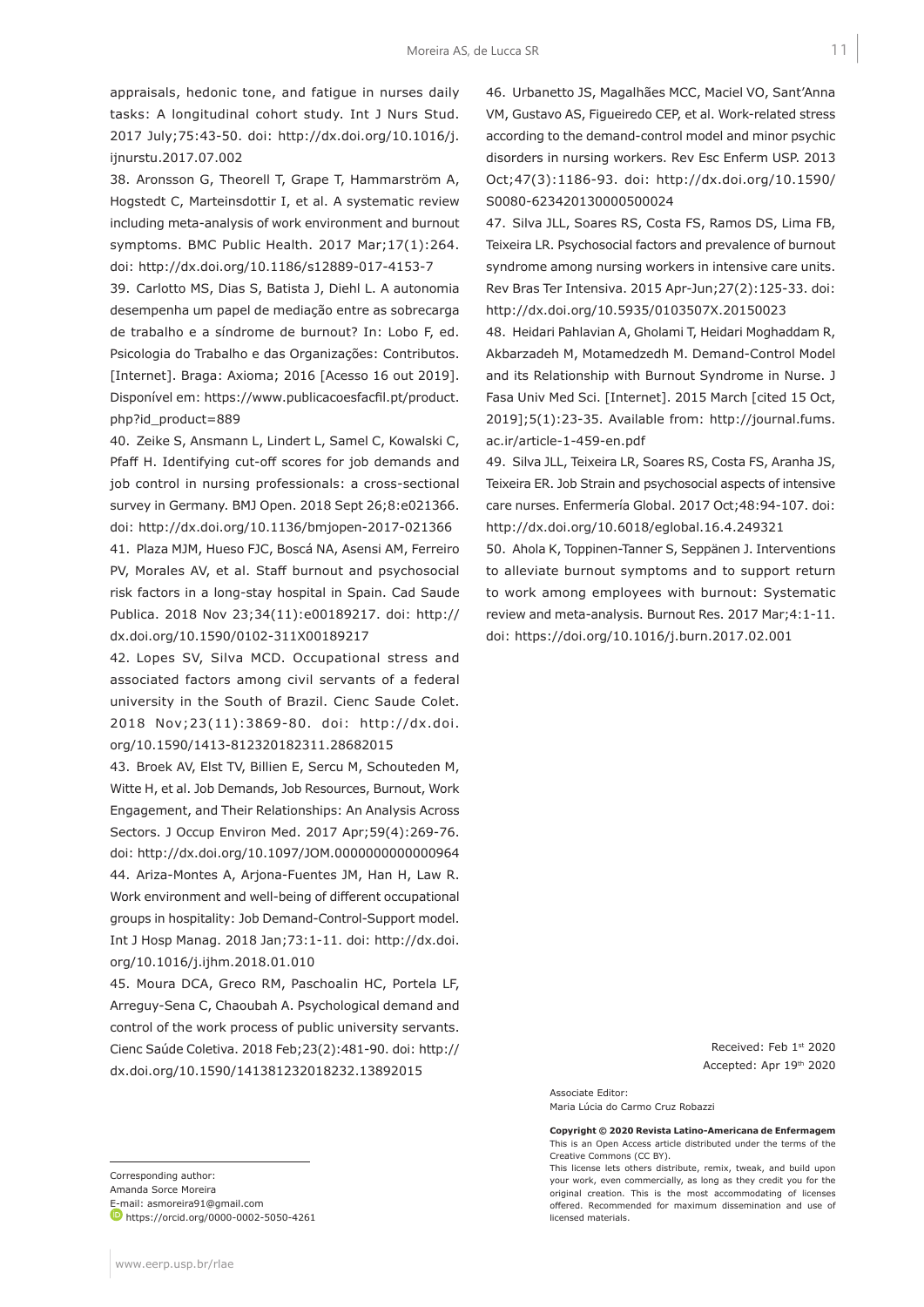appraisals, hedonic tone, and fatigue in nurses daily tasks: A longitudinal cohort study. Int J Nurs Stud. 2017 July;75:43-50. doi: http://dx.doi.org/10.1016/j.ijnurstu.2017.07.002

38. Aronsson G, Theorell T, Grape T, Hammarström A, Hogstedt C, Marteinsdottir I, et al. A systematic review including meta-analysis of work environment and burnout symptoms. BMC Public Health. 2017 Mar;17(1):264. doi: http://dx.doi.org/10.1186/s12889-017-4153-7

39. Carlotto MS, Dias S, Batista J, Diehl L. A autonomia desempenha um papel de mediação entre as sobrecarga de trabalho e a síndrome de burnout? In: Lobo F, ed. Psicologia do Trabalho e das Organizações: Contributos. [Internet]. Braga: Axioma; 2016 [Acesso 16 out 2019]. Disponível em: https://www.publicacoesfacfil.pt/product.php?id_product=889

40. Zeike S, Ansmann L, Lindert L, Samel C, Kowalski C, Pfaff H. Identifying cut-off scores for job demands and job control in nursing professionals: a cross-sectional survey in Germany. BMJ Open. 2018 Sept 26;8:e021366. doi: http://dx.doi.org/10.1136/bmjopen-2017-021366

41. Plaza MJM, Hueso FJC, Boscá NA, Asensi AM, Ferreiro PV, Morales AV, et al. Staff burnout and psychosocial risk factors in a long-stay hospital in Spain. Cad Saude Publica. 2018 Nov 23;34(11):e00189217. doi: http://dx.doi.org/10.1590/0102-311X00189217

42. Lopes SV, Silva MCD. Occupational stress and associated factors among civil servants of a federal university in the South of Brazil. Cienc Saude Colet. 2018 Nov;23(11):3869-80. doi: http://dx.doi.org/10.1590/1413-812320182311.28682015

43. Broek AV, Elst TV, Billien E, Sercu M, Schouteden M, Witte H, et al. Job Demands, Job Resources, Burnout, Work Engagement, and Their Relationships: An Analysis Across Sectors. J Occup Environ Med. 2017 Apr;59(4):269-76. doi: http://dx.doi.org/10.1097/JOM.0000000000000964

44. Ariza-Montes A, Arjona-Fuentes JM, Han H, Law R. Work environment and well-being of different occupational groups in hospitality: Job Demand-Control-Support model. Int J Hosp Manag. 2018 Jan;73:1-11. doi: http://dx.doi.org/10.1016/j.ijhm.2018.01.010

45. Moura DCA, Greco RM, Paschoalin HC, Portela LF, Arreguy-Sena C, Chaoubah A. Psychological demand and control of the work process of public university servants. Cienc Saúde Coletiva. 2018 Feb;23(2):481-90. doi: http://dx.doi.org/10.1590/141381232018232.13892015

46. Urbanetto JS, Magalhães MCC, Maciel VO, Sant'Anna VM, Gustavo AS, Figueiredo CEP, et al. Work-related stress according to the demand-control model and minor psychic disorders in nursing workers. Rev Esc Enferm USP. 2013 Oct;47(3):1186-93. doi: http://dx.doi.org/10.1590/S0080-623420130000500024

47. Silva JLL, Soares RS, Costa FS, Ramos DS, Lima FB, Teixeira LR. Psychosocial factors and prevalence of burnout syndrome among nursing workers in intensive care units. Rev Bras Ter Intensiva. 2015 Apr-Jun;27(2):125-33. doi: http://dx.doi.org/10.5935/0103507X.20150023

48. Heidari Pahlavian A, Gholami T, Heidari Moghaddam R, Akbarzadeh M, Motamedzedh M. Demand-Control Model and its Relationship with Burnout Syndrome in Nurse. J Fasa Univ Med Sci. [Internet]. 2015 March [cited 15 Oct, 2019];5(1):23-35. Available from: http://journal.fums.ac.ir/article-1-459-en.pdf

49. Silva JLL, Teixeira LR, Soares RS, Costa FS, Aranha JS, Teixeira ER. Job Strain and psychosocial aspects of intensive care nurses. Enfermería Global. 2017 Oct;48:94-107. doi: http://dx.doi.org/10.6018/eglobal.16.4.249321

50. Ahola K, Toppinen-Tanner S, Seppänen J. Interventions to alleviate burnout symptoms and to support return to work among employees with burnout: Systematic review and meta-analysis. Burnout Res. 2017 Mar;4:1-11. doi: https://doi.org/10.1016/j.burn.2017.02.001

Received: Feb 1st 2020
Accepted: Apr 19th 2020

Associate Editor:
Maria Lúcia do Carmo Cruz Robazzi

**Copyright © 2020 Revista Latino-Americana de Enfermagem**
This is an Open Access article distributed under the terms of the Creative Commons (CC BY).
This license lets others distribute, remix, tweak, and build upon your work, even commercially, as long as they credit you for the original creation. This is the most accommodating of licenses offered. Recommended for maximum dissemination and use of licensed materials.

Corresponding author:
Amanda Sorce Moreira
E-mail: asmoreira91@gmail.com
https://orcid.org/0000-0002-5050-4261